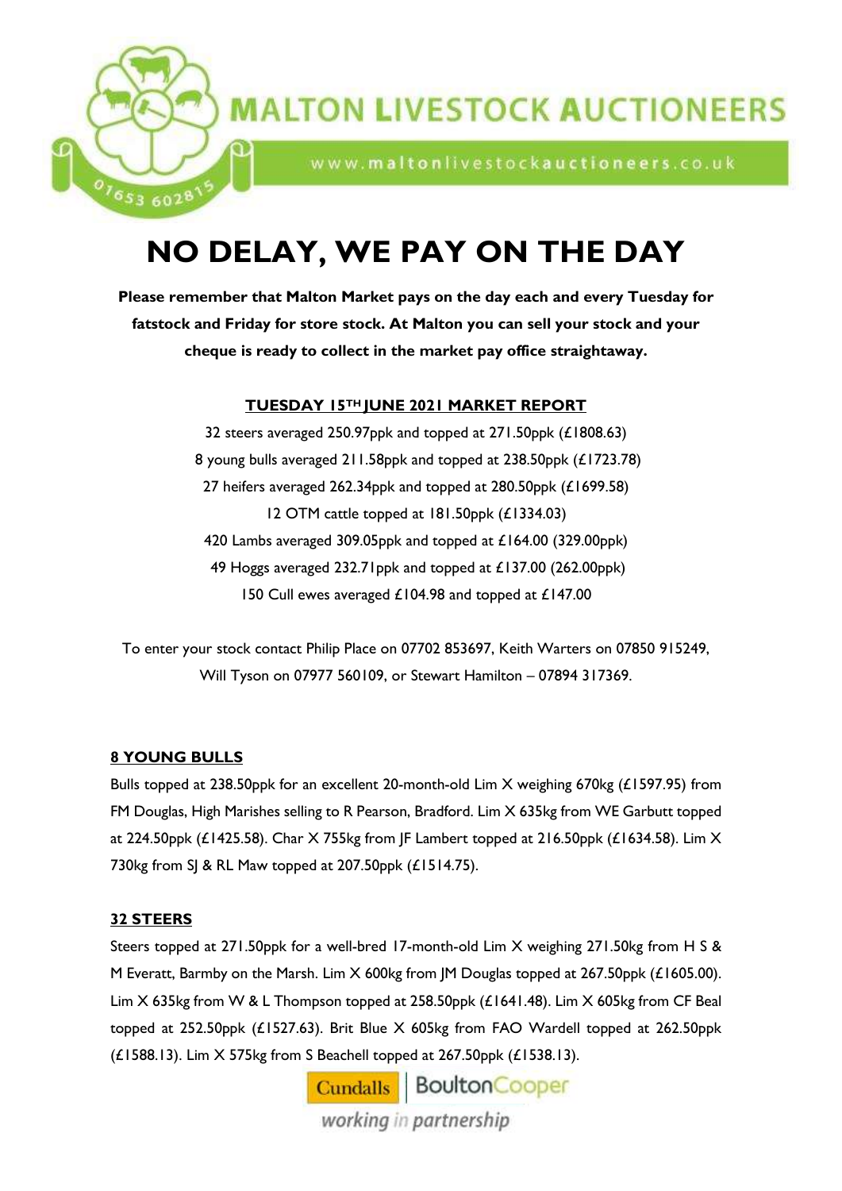# MALTON LIVESTOCK AUCTIONEERS

www.maltonlivestockauctioneers.co.uk

01653 602815

# NO DELAY, WE PAY ON THE DAY

**Please remember that Malton Market pays on the day each and every Tuesday for fatstock and Friday for store stock. At Malton you can sell your stock and your cheque is ready to collect in the market pay office straightaway.**

## TUESDAY 15TH JUNE 2021 MARKET REPORT

32 steers averaged 250.97ppk and topped at 271.50ppk (£1808.63)
8 young bulls averaged 211.58ppk and topped at 238.50ppk (£1723.78)
27 heifers averaged 262.34ppk and topped at 280.50ppk (£1699.58)
12 OTM cattle topped at 181.50ppk (£1334.03)
420 Lambs averaged 309.05ppk and topped at £164.00 (329.00ppk)
49 Hoggs averaged 232.71ppk and topped at £137.00 (262.00ppk)
150 Cull ewes averaged £104.98 and topped at £147.00

To enter your stock contact Philip Place on 07702 853697, Keith Warters on 07850 915249, Will Tyson on 07977 560109, or Stewart Hamilton – 07894 317369.

### 8 YOUNG BULLS

Bulls topped at 238.50ppk for an excellent 20-month-old Lim X weighing 670kg (£1597.95) from FM Douglas, High Marishes selling to R Pearson, Bradford. Lim X 635kg from WE Garbutt topped at 224.50ppk (£1425.58). Char X 755kg from JF Lambert topped at 216.50ppk (£1634.58). Lim X 730kg from SJ & RL Maw topped at 207.50ppk (£1514.75).

### 32 STEERS

Steers topped at 271.50ppk for a well-bred 17-month-old Lim X weighing 271.50kg from H S & M Everatt, Barmby on the Marsh. Lim X 600kg from JM Douglas topped at 267.50ppk (£1605.00). Lim X 635kg from W & L Thompson topped at 258.50ppk (£1641.48). Lim X 605kg from CF Beal topped at 252.50ppk (£1527.63). Brit Blue X 605kg from FAO Wardell topped at 262.50ppk (£1588.13). Lim X 575kg from S Beachell topped at 267.50ppk (£1538.13).

Cundalls | BoultonCooper
*working in partnership*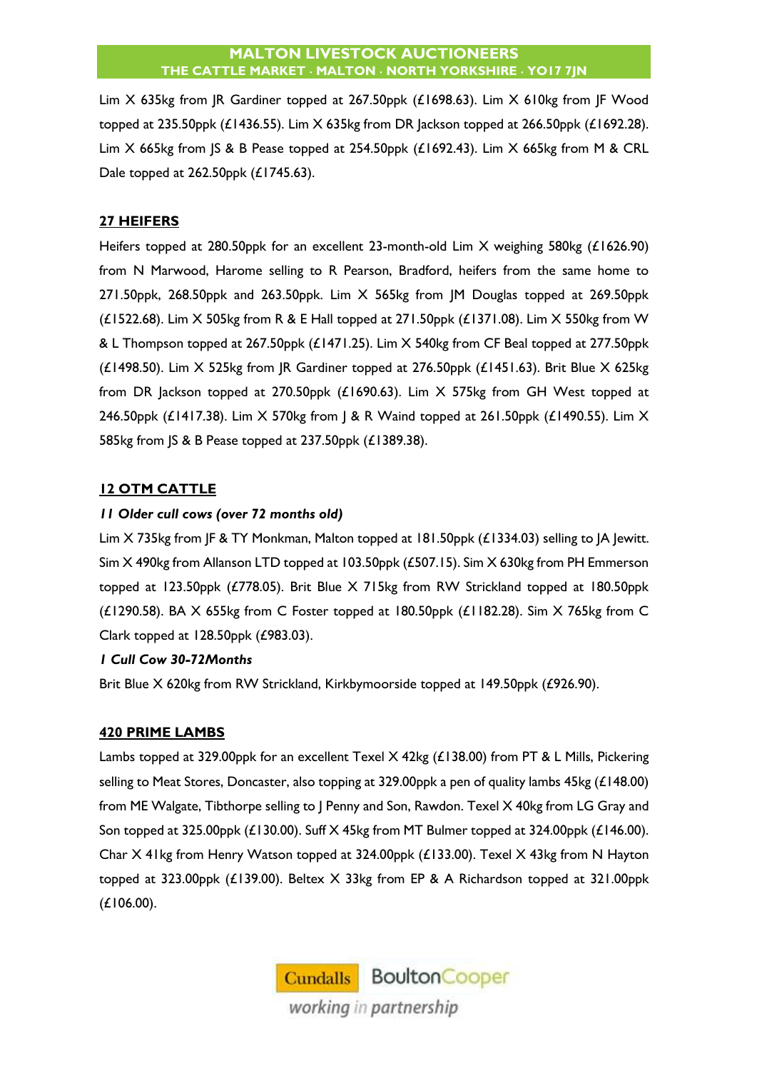Lim X 635kg from JR Gardiner topped at 267.50ppk (£1698.63). Lim X 610kg from JF Wood topped at 235.50ppk (£1436.55). Lim X 635kg from DR Jackson topped at 266.50ppk (£1692.28). Lim X 665kg from JS & B Pease topped at 254.50ppk (£1692.43). Lim X 665kg from M & CRL Dale topped at 262.50ppk (£1745.63).

## **27 HEIFERS**

Heifers topped at 280.50ppk for an excellent 23-month-old Lim X weighing 580kg (£1626.90) from N Marwood, Harome selling to R Pearson, Bradford, heifers from the same home to 271.50ppk, 268.50ppk and 263.50ppk. Lim X 565kg from JM Douglas topped at 269.50ppk (£1522.68). Lim X 505kg from R & E Hall topped at 271.50ppk (£1371.08). Lim X 550kg from W & L Thompson topped at 267.50ppk (£1471.25). Lim X 540kg from CF Beal topped at 277.50ppk (£1498.50). Lim X 525kg from JR Gardiner topped at 276.50ppk (£1451.63). Brit Blue X 625kg from DR Jackson topped at 270.50ppk (£1690.63). Lim X 575kg from GH West topped at 246.50ppk (£1417.38). Lim X 570kg from J & R Waind topped at 261.50ppk (£1490.55). Lim X 585kg from JS & B Pease topped at 237.50ppk (£1389.38).

## **12 OTM CATTLE**

***11 Older cull cows (over 72 months old)***

Lim X 735kg from JF & TY Monkman, Malton topped at 181.50ppk (£1334.03) selling to JA Jewitt. Sim X 490kg from Allanson LTD topped at 103.50ppk (£507.15). Sim X 630kg from PH Emmerson topped at 123.50ppk (£778.05). Brit Blue X 715kg from RW Strickland topped at 180.50ppk (£1290.58). BA X 655kg from C Foster topped at 180.50ppk (£1182.28). Sim X 765kg from C Clark topped at 128.50ppk (£983.03).

***1 Cull Cow 30-72Months***

Brit Blue X 620kg from RW Strickland, Kirkbymoorside topped at 149.50ppk (£926.90).

## **420 PRIME LAMBS**

Lambs topped at 329.00ppk for an excellent Texel X 42kg (£138.00) from PT & L Mills, Pickering selling to Meat Stores, Doncaster, also topping at 329.00ppk a pen of quality lambs 45kg (£148.00) from ME Walgate, Tibthorpe selling to J Penny and Son, Rawdon. Texel X 40kg from LG Gray and Son topped at 325.00ppk (£130.00). Suff X 45kg from MT Bulmer topped at 324.00ppk (£146.00). Char X 41kg from Henry Watson topped at 324.00ppk (£133.00). Texel X 43kg from N Hayton topped at 323.00ppk (£139.00). Beltex X 33kg from EP & A Richardson topped at 321.00ppk (£106.00).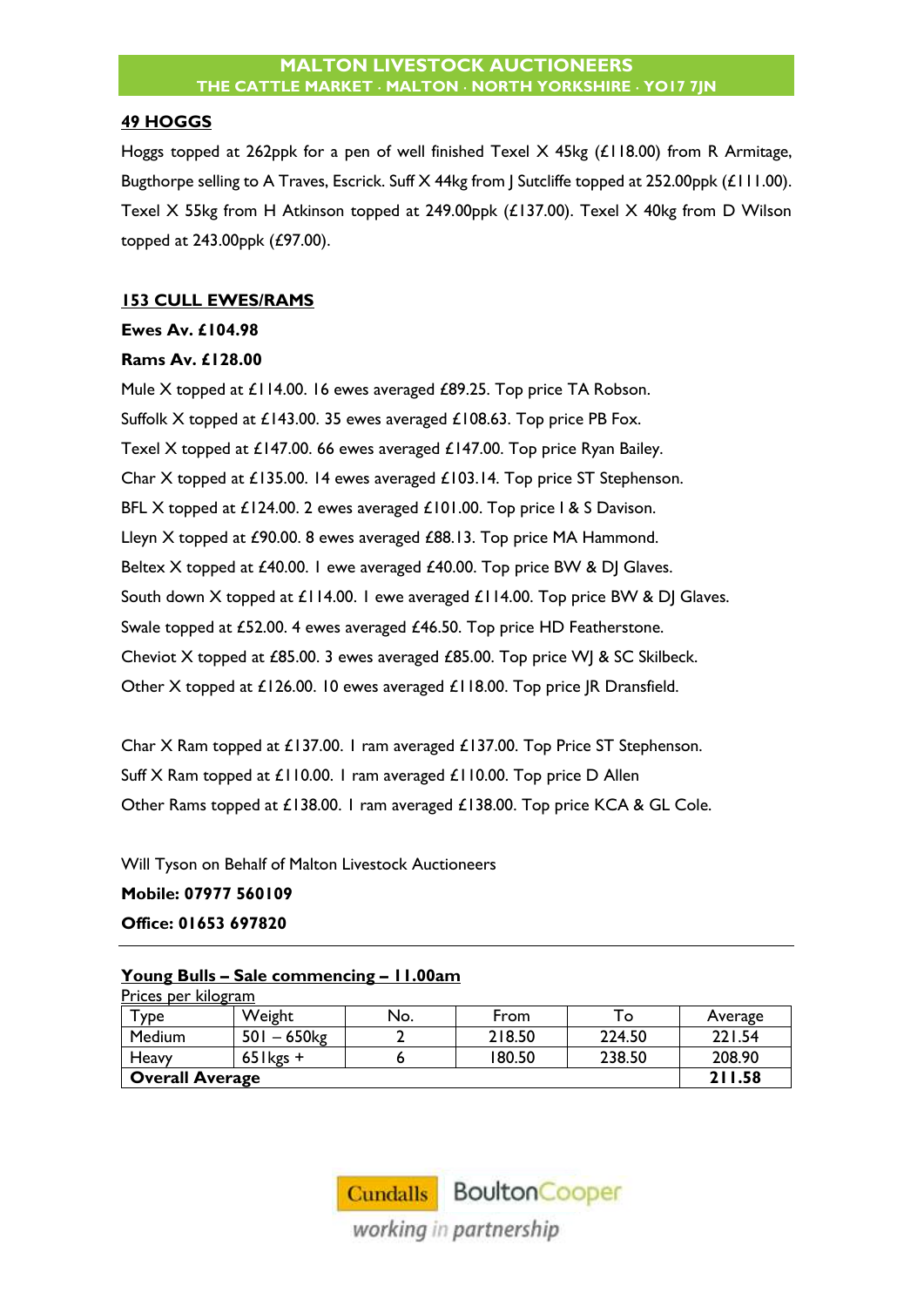## 49 HOGGS

Hoggs topped at 262ppk for a pen of well finished Texel X 45kg (£118.00) from R Armitage, Bugthorpe selling to A Traves, Escrick. Suff X 44kg from J Sutcliffe topped at 252.00ppk (£111.00). Texel X 55kg from H Atkinson topped at 249.00ppk (£137.00). Texel X 40kg from D Wilson topped at 243.00ppk (£97.00).

## 153 CULL EWES/RAMS

**Ewes Av. £104.98**

**Rams Av. £128.00**

Mule X topped at £114.00. 16 ewes averaged £89.25. Top price TA Robson.
Suffolk X topped at £143.00. 35 ewes averaged £108.63. Top price PB Fox.
Texel X topped at £147.00. 66 ewes averaged £147.00. Top price Ryan Bailey.
Char X topped at £135.00. 14 ewes averaged £103.14. Top price ST Stephenson.
BFL X topped at £124.00. 2 ewes averaged £101.00. Top price I & S Davison.
Lleyn X topped at £90.00. 8 ewes averaged £88.13. Top price MA Hammond.
Beltex X topped at £40.00. 1 ewe averaged £40.00. Top price BW & DJ Glaves.
South down X topped at £114.00. 1 ewe averaged £114.00. Top price BW & DJ Glaves.
Swale topped at £52.00. 4 ewes averaged £46.50. Top price HD Featherstone.
Cheviot X topped at £85.00. 3 ewes averaged £85.00. Top price WJ & SC Skilbeck.
Other X topped at £126.00. 10 ewes averaged £118.00. Top price JR Dransfield.

Char X Ram topped at £137.00. 1 ram averaged £137.00. Top Price ST Stephenson.
Suff X Ram topped at £110.00. 1 ram averaged £110.00. Top price D Allen
Other Rams topped at £138.00. 1 ram averaged £138.00. Top price KCA & GL Cole.

Will Tyson on Behalf of Malton Livestock Auctioneers

**Mobile: 07977 560109**

**Office: 01653 697820**

---

## Young Bulls – Sale commencing – 11.00am

Prices per kilogram

| Type | Weight | No. | From | To | Average |
|---|---|---|---|---|---|
| Medium | 501 – 650kg | 2 | 218.50 | 224.50 | 221.54 |
| Heavy | 651kgs + | 6 | 180.50 | 238.50 | 208.90 |
| **Overall Average** | | | | | **211.58** |

Cundalls BoultonCooper

*working in partnership*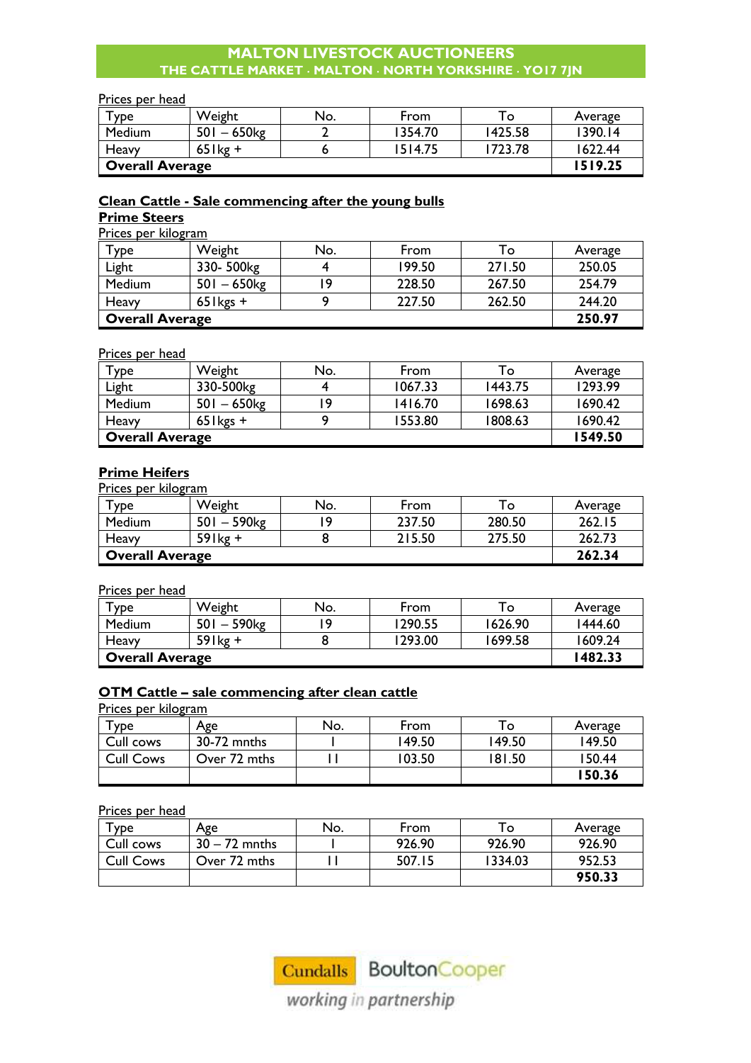Prices per head

| Type | Weight | No. | From | To | Average |
|---|---|---|---|---|---|
| Medium | 501 – 650kg | 2 | 1354.70 | 1425.58 | 1390.14 |
| Heavy | 651kg + | 6 | 1514.75 | 1723.78 | 1622.44 |
| **Overall Average** | | | | | **1519.25** |

## Clean Cattle - Sale commencing after the young bulls

### Prime Steers

Prices per kilogram

| Type | Weight | No. | From | To | Average |
|---|---|---|---|---|---|
| Light | 330- 500kg | 4 | 199.50 | 271.50 | 250.05 |
| Medium | 501 – 650kg | 19 | 228.50 | 267.50 | 254.79 |
| Heavy | 651kgs + | 9 | 227.50 | 262.50 | 244.20 |
| **Overall Average** | | | | | **250.97** |

Prices per head

| Type | Weight | No. | From | To | Average |
|---|---|---|---|---|---|
| Light | 330-500kg | 4 | 1067.33 | 1443.75 | 1293.99 |
| Medium | 501 – 650kg | 19 | 1416.70 | 1698.63 | 1690.42 |
| Heavy | 651kgs + | 9 | 1553.80 | 1808.63 | 1690.42 |
| **Overall Average** | | | | | **1549.50** |

### Prime Heifers

Prices per kilogram

| Type | Weight | No. | From | To | Average |
|---|---|---|---|---|---|
| Medium | 501 – 590kg | 19 | 237.50 | 280.50 | 262.15 |
| Heavy | 591kg + | 8 | 215.50 | 275.50 | 262.73 |
| **Overall Average** | | | | | **262.34** |

Prices per head

| Type | Weight | No. | From | To | Average |
|---|---|---|---|---|---|
| Medium | 501 – 590kg | 19 | 1290.55 | 1626.90 | 1444.60 |
| Heavy | 591kg + | 8 | 1293.00 | 1699.58 | 1609.24 |
| **Overall Average** | | | | | **1482.33** |

## OTM Cattle – sale commencing after clean cattle

Prices per kilogram

| Type | Age | No. | From | To | Average |
|---|---|---|---|---|---|
| Cull cows | 30-72 mnths | 1 | 149.50 | 149.50 | 149.50 |
| Cull Cows | Over 72 mths | 11 | 103.50 | 181.50 | 150.44 |
| | | | | | **150.36** |

Prices per head

| Type | Age | No. | From | To | Average |
|---|---|---|---|---|---|
| Cull cows | 30 – 72 mnths | 1 | 926.90 | 926.90 | 926.90 |
| Cull Cows | Over 72 mths | 11 | 507.15 | 1334.03 | 952.53 |
| | | | | | **950.33** |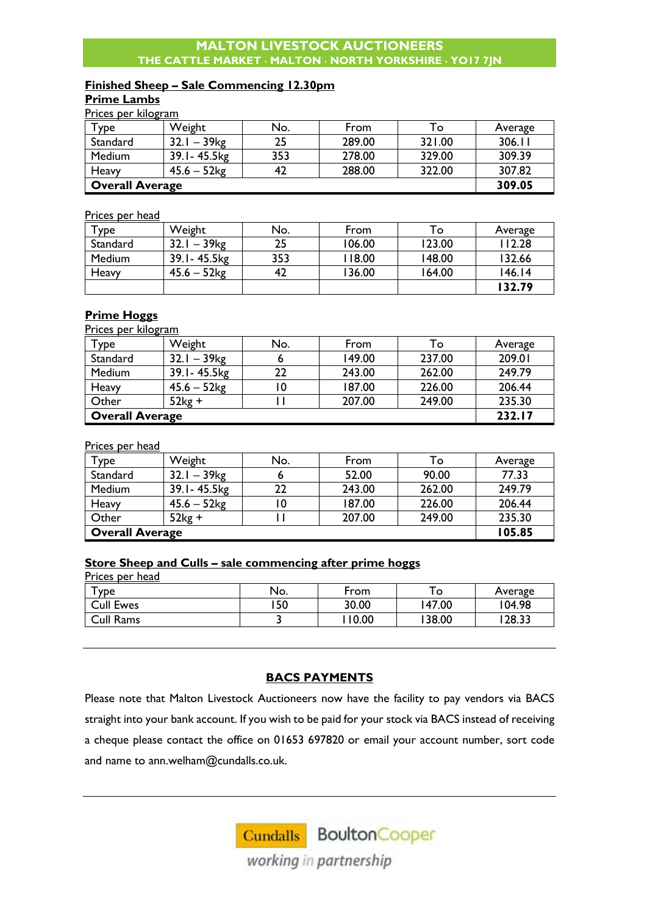**MALTON LIVESTOCK AUCTIONEERS**
**THE CATTLE MARKET · MALTON · NORTH YORKSHIRE · YO17 7JN**

## Finished Sheep – Sale Commencing 12.30pm

### Prime Lambs

Prices per kilogram

| Type | Weight | No. | From | To | Average |
|---|---|---|---|---|---|
| Standard | 32.1 – 39kg | 25 | 289.00 | 321.00 | 306.11 |
| Medium | 39.1- 45.5kg | 353 | 278.00 | 329.00 | 309.39 |
| Heavy | 45.6 – 52kg | 42 | 288.00 | 322.00 | 307.82 |
| **Overall Average** | | | | | **309.05** |

Prices per head

| Type | Weight | No. | From | To | Average |
|---|---|---|---|---|---|
| Standard | 32.1 – 39kg | 25 | 106.00 | 123.00 | 112.28 |
| Medium | 39.1- 45.5kg | 353 | 118.00 | 148.00 | 132.66 |
| Heavy | 45.6 – 52kg | 42 | 136.00 | 164.00 | 146.14 |
| | | | | | **132.79** |

### Prime Hoggs

Prices per kilogram

| Type | Weight | No. | From | To | Average |
|---|---|---|---|---|---|
| Standard | 32.1 – 39kg | 6 | 149.00 | 237.00 | 209.01 |
| Medium | 39.1- 45.5kg | 22 | 243.00 | 262.00 | 249.79 |
| Heavy | 45.6 – 52kg | 10 | 187.00 | 226.00 | 206.44 |
| Other | 52kg + | 11 | 207.00 | 249.00 | 235.30 |
| **Overall Average** | | | | | **232.17** |

Prices per head

| Type | Weight | No. | From | To | Average |
|---|---|---|---|---|---|
| Standard | 32.1 – 39kg | 6 | 52.00 | 90.00 | 77.33 |
| Medium | 39.1- 45.5kg | 22 | 243.00 | 262.00 | 249.79 |
| Heavy | 45.6 – 52kg | 10 | 187.00 | 226.00 | 206.44 |
| Other | 52kg + | 11 | 207.00 | 249.00 | 235.30 |
| **Overall Average** | | | | | **105.85** |

## Store Sheep and Culls – sale commencing after prime hoggs

Prices per head

| Type | No. | From | To | Average |
|---|---|---|---|---|
| Cull Ewes | 150 | 30.00 | 147.00 | 104.98 |
| Cull Rams | 3 | 110.00 | 138.00 | 128.33 |

---

## BACS PAYMENTS

Please note that Malton Livestock Auctioneers now have the facility to pay vendors via BACS straight into your bank account. If you wish to be paid for your stock via BACS instead of receiving a cheque please contact the office on 01653 697820 or email your account number, sort code and name to ann.welham@cundalls.co.uk.

---

Cundalls BoultonCooper
*working in partnership*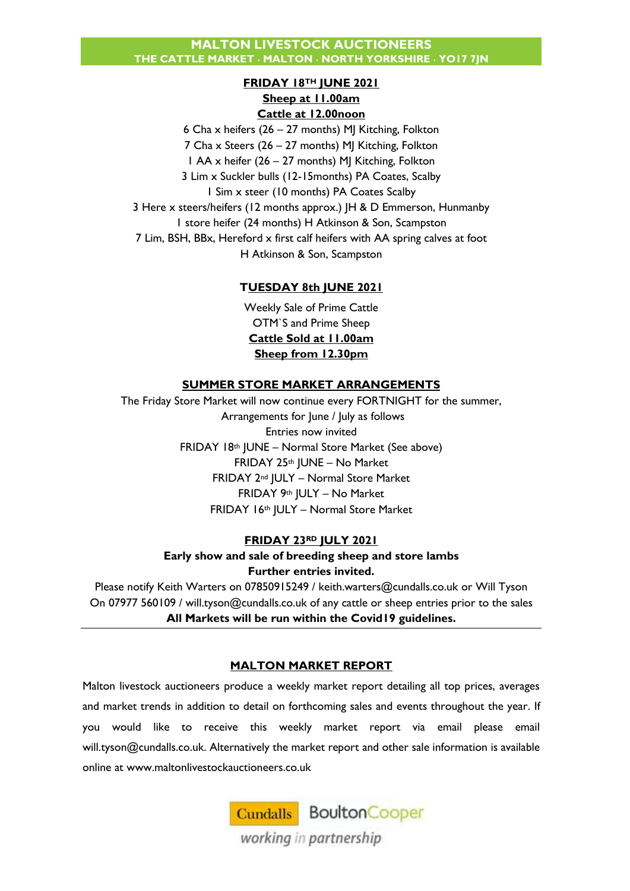# MALTON LIVESTOCK AUCTIONEERS
**THE CATTLE MARKET · MALTON · NORTH YORKSHIRE · YO17 7JN**

## FRIDAY 18TH JUNE 2021

**Sheep at 11.00am**
**Cattle at 12.00noon**

6 Cha x heifers (26 – 27 months) MJ Kitching, Folkton
7 Cha x Steers (26 – 27 months) MJ Kitching, Folkton
1 AA x heifer (26 – 27 months) MJ Kitching, Folkton
3 Lim x Suckler bulls (12-15months) PA Coates, Scalby
1 Sim x steer (10 months) PA Coates Scalby
3 Here x steers/heifers (12 months approx.) JH & D Emmerson, Hunmanby
1 store heifer (24 months) H Atkinson & Son, Scampston
7 Lim, BSH, BBx, Hereford x first calf heifers with AA spring calves at foot
H Atkinson & Son, Scampston

## TUESDAY 8th JUNE 2021

Weekly Sale of Prime Cattle
OTM`S and Prime Sheep
**Cattle Sold at 11.00am**
**Sheep from 12.30pm**

## SUMMER STORE MARKET ARRANGEMENTS

The Friday Store Market will now continue every FORTNIGHT for the summer,
Arrangements for June / July as follows
Entries now invited
FRIDAY 18th JUNE – Normal Store Market (See above)
FRIDAY 25th JUNE – No Market
FRIDAY 2nd JULY – Normal Store Market
FRIDAY 9th JULY – No Market
FRIDAY 16th JULY – Normal Store Market

## FRIDAY 23RD JULY 2021

**Early show and sale of breeding sheep and store lambs**
**Further entries invited.**

Please notify Keith Warters on 07850915249 / keith.warters@cundalls.co.uk or Will Tyson On 07977 560109 / will.tyson@cundalls.co.uk of any cattle or sheep entries prior to the sales

**All Markets will be run within the Covid19 guidelines.**

---

## MALTON MARKET REPORT

Malton livestock auctioneers produce a weekly market report detailing all top prices, averages and market trends in addition to detail on forthcoming sales and events throughout the year. If you would like to receive this weekly market report via email please email will.tyson@cundalls.co.uk. Alternatively the market report and other sale information is available online at www.maltonlivestockauctioneers.co.uk

Cundalls BoultonCooper
*working in partnership*